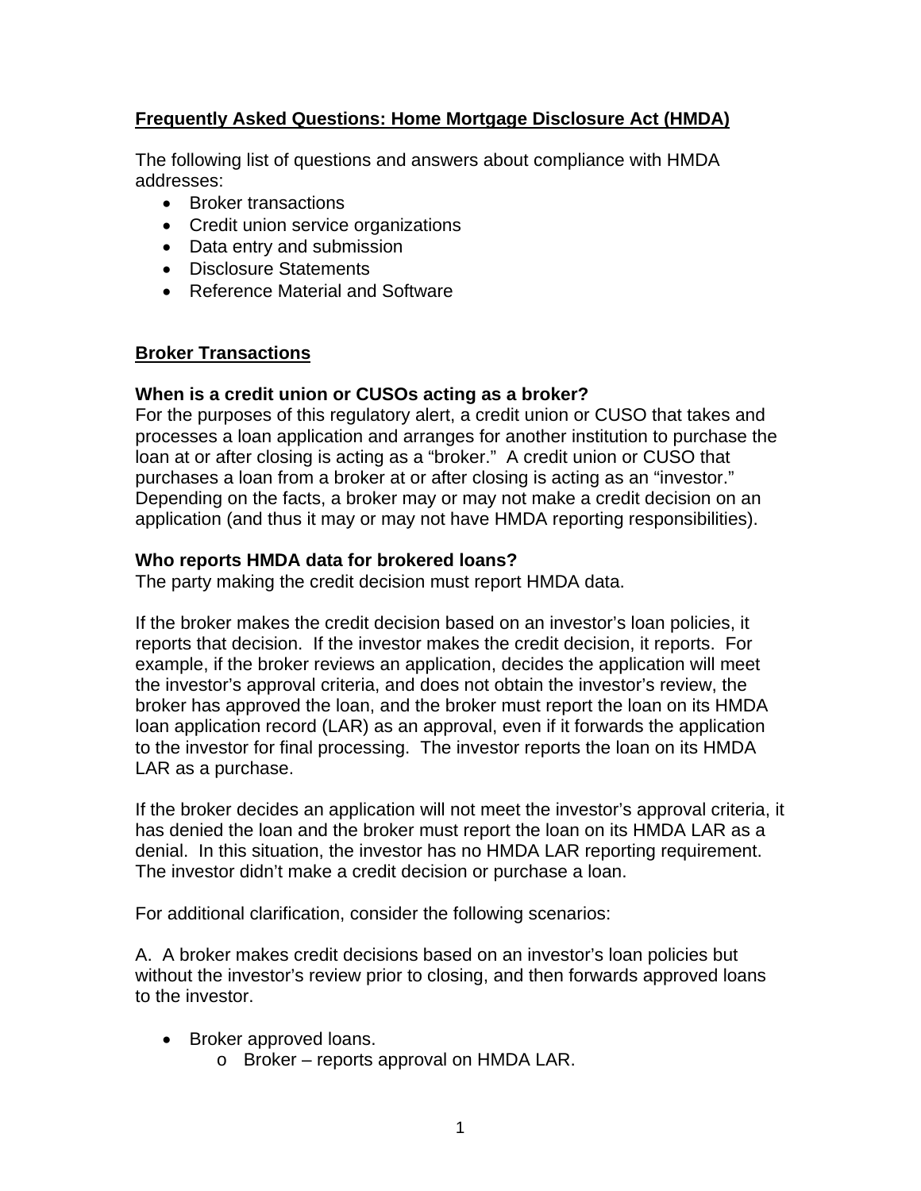# Frequently Asked Questions: Home Mortgage Disclosure Act (HMDA)

The following list of questions and answers about compliance with HMDA addresses:

- Broker transactions
- Credit union service organizations
- Data entry and submission
- Disclosure Statements
- Reference Material and Software

## Broker Transactions

### When is a credit union or CUSOs acting as a broker?

For the purposes of this regulatory alert, a credit union or CUSO that takes and processes a loan application and arranges for another institution to purchase the loan at or after closing is acting as a "broker." A credit union or CUSO that purchases a loan from a broker at or after closing is acting as an "investor." Depending on the facts, a broker may or may not make a credit decision on an application (and thus it may or may not have HMDA reporting responsibilities).

### Who reports HMDA data for brokered loans?

The party making the credit decision must report HMDA data.

If the broker makes the credit decision based on an investor's loan policies, it reports that decision. If the investor makes the credit decision, it reports. For example, if the broker reviews an application, decides the application will meet the investor's approval criteria, and does not obtain the investor's review, the broker has approved the loan, and the broker must report the loan on its HMDA loan application record (LAR) as an approval, even if it forwards the application to the investor for final processing. The investor reports the loan on its HMDA LAR as a purchase.

If the broker decides an application will not meet the investor's approval criteria, it has denied the loan and the broker must report the loan on its HMDA LAR as a denial. In this situation, the investor has no HMDA LAR reporting requirement. The investor didn't make a credit decision or purchase a loan.

For additional clarification, consider the following scenarios:

A. A broker makes credit decisions based on an investor's loan policies but without the investor's review prior to closing, and then forwards approved loans to the investor.

- Broker approved loans.
  - Broker – reports approval on HMDA LAR.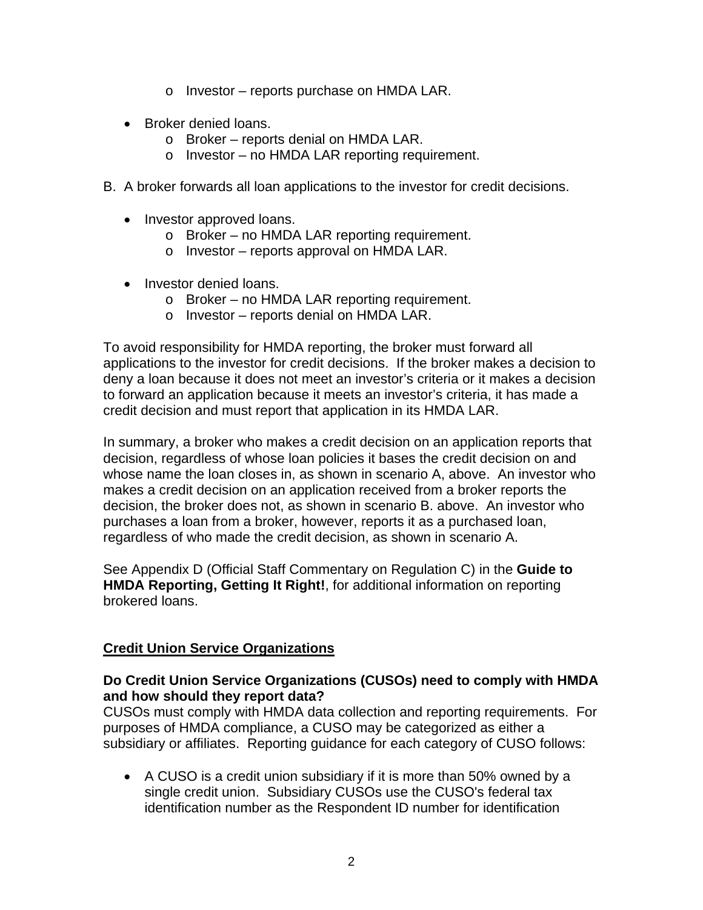- Investor – reports purchase on HMDA LAR.

- Broker denied loans.
   - Broker – reports denial on HMDA LAR.
   - Investor – no HMDA LAR reporting requirement.

B. A broker forwards all loan applications to the investor for credit decisions.

- Investor approved loans.
   - Broker – no HMDA LAR reporting requirement.
   - Investor – reports approval on HMDA LAR.

- Investor denied loans.
   - Broker – no HMDA LAR reporting requirement.
   - Investor – reports denial on HMDA LAR.

To avoid responsibility for HMDA reporting, the broker must forward all applications to the investor for credit decisions. If the broker makes a decision to deny a loan because it does not meet an investor's criteria or it makes a decision to forward an application because it meets an investor's criteria, it has made a credit decision and must report that application in its HMDA LAR.

In summary, a broker who makes a credit decision on an application reports that decision, regardless of whose loan policies it bases the credit decision on and whose name the loan closes in, as shown in scenario A, above. An investor who makes a credit decision on an application received from a broker reports the decision, the broker does not, as shown in scenario B. above. An investor who purchases a loan from a broker, however, reports it as a purchased loan, regardless of who made the credit decision, as shown in scenario A.

See Appendix D (Official Staff Commentary on Regulation C) in the **Guide to HMDA Reporting, Getting It Right!**, for additional information on reporting brokered loans.

## Credit Union Service Organizations

**Do Credit Union Service Organizations (CUSOs) need to comply with HMDA and how should they report data?**
CUSOs must comply with HMDA data collection and reporting requirements. For purposes of HMDA compliance, a CUSO may be categorized as either a subsidiary or affiliates. Reporting guidance for each category of CUSO follows:

- A CUSO is a credit union subsidiary if it is more than 50% owned by a single credit union. Subsidiary CUSOs use the CUSO's federal tax identification number as the Respondent ID number for identification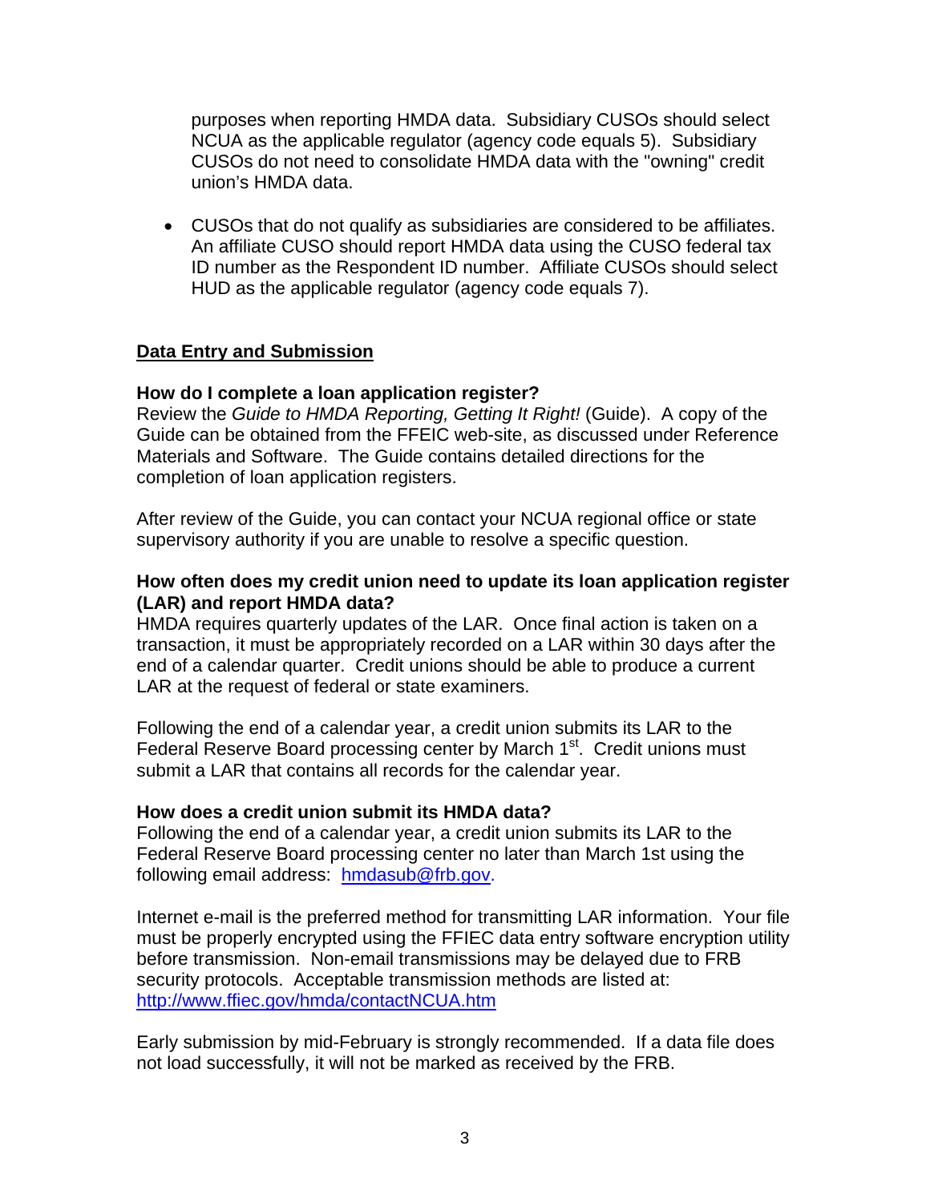purposes when reporting HMDA data. Subsidiary CUSOs should select NCUA as the applicable regulator (agency code equals 5). Subsidiary CUSOs do not need to consolidate HMDA data with the "owning" credit union's HMDA data.

- CUSOs that do not qualify as subsidiaries are considered to be affiliates. An affiliate CUSO should report HMDA data using the CUSO federal tax ID number as the Respondent ID number. Affiliate CUSOs should select HUD as the applicable regulator (agency code equals 7).

## Data Entry and Submission

**How do I complete a loan application register?**

Review the *Guide to HMDA Reporting, Getting It Right!* (Guide). A copy of the Guide can be obtained from the FFEIC web-site, as discussed under Reference Materials and Software. The Guide contains detailed directions for the completion of loan application registers.

After review of the Guide, you can contact your NCUA regional office or state supervisory authority if you are unable to resolve a specific question.

**How often does my credit union need to update its loan application register (LAR) and report HMDA data?**

HMDA requires quarterly updates of the LAR. Once final action is taken on a transaction, it must be appropriately recorded on a LAR within 30 days after the end of a calendar quarter. Credit unions should be able to produce a current LAR at the request of federal or state examiners.

Following the end of a calendar year, a credit union submits its LAR to the Federal Reserve Board processing center by March 1st. Credit unions must submit a LAR that contains all records for the calendar year.

**How does a credit union submit its HMDA data?**

Following the end of a calendar year, a credit union submits its LAR to the Federal Reserve Board processing center no later than March 1st using the following email address: hmdasub@frb.gov.

Internet e-mail is the preferred method for transmitting LAR information. Your file must be properly encrypted using the FFIEC data entry software encryption utility before transmission. Non-email transmissions may be delayed due to FRB security protocols. Acceptable transmission methods are listed at: http://www.ffiec.gov/hmda/contactNCUA.htm

Early submission by mid-February is strongly recommended. If a data file does not load successfully, it will not be marked as received by the FRB.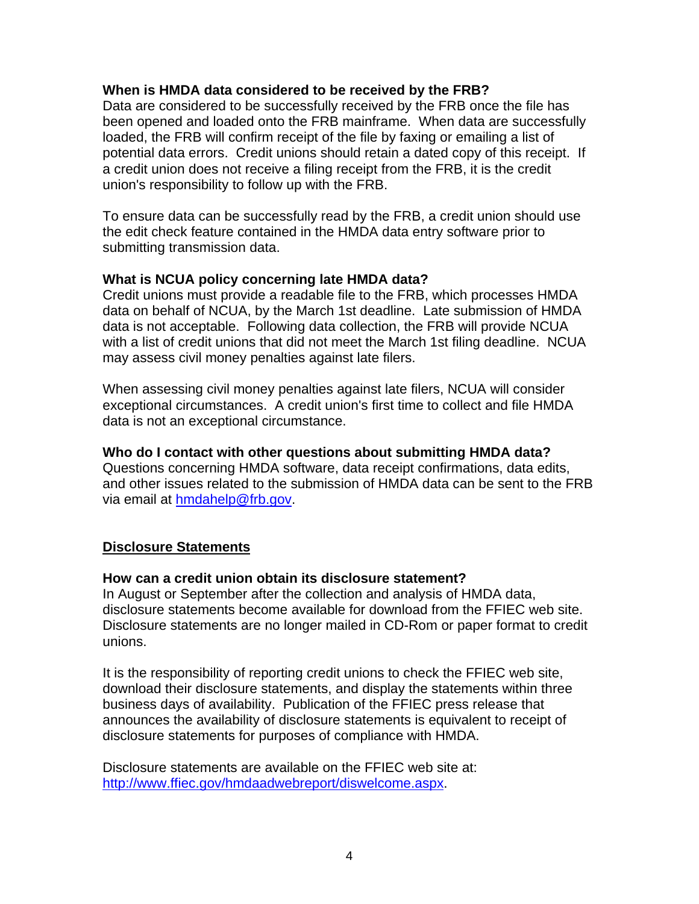**When is HMDA data considered to be received by the FRB?**

Data are considered to be successfully received by the FRB once the file has been opened and loaded onto the FRB mainframe. When data are successfully loaded, the FRB will confirm receipt of the file by faxing or emailing a list of potential data errors. Credit unions should retain a dated copy of this receipt. If a credit union does not receive a filing receipt from the FRB, it is the credit union's responsibility to follow up with the FRB.

To ensure data can be successfully read by the FRB, a credit union should use the edit check feature contained in the HMDA data entry software prior to submitting transmission data.

**What is NCUA policy concerning late HMDA data?**

Credit unions must provide a readable file to the FRB, which processes HMDA data on behalf of NCUA, by the March 1st deadline. Late submission of HMDA data is not acceptable. Following data collection, the FRB will provide NCUA with a list of credit unions that did not meet the March 1st filing deadline. NCUA may assess civil money penalties against late filers.

When assessing civil money penalties against late filers, NCUA will consider exceptional circumstances. A credit union's first time to collect and file HMDA data is not an exceptional circumstance.

**Who do I contact with other questions about submitting HMDA data?**

Questions concerning HMDA software, data receipt confirmations, data edits, and other issues related to the submission of HMDA data can be sent to the FRB via email at hmdahelp@frb.gov.

## Disclosure Statements

**How can a credit union obtain its disclosure statement?**

In August or September after the collection and analysis of HMDA data, disclosure statements become available for download from the FFIEC web site. Disclosure statements are no longer mailed in CD-Rom or paper format to credit unions.

It is the responsibility of reporting credit unions to check the FFIEC web site, download their disclosure statements, and display the statements within three business days of availability. Publication of the FFIEC press release that announces the availability of disclosure statements is equivalent to receipt of disclosure statements for purposes of compliance with HMDA.

Disclosure statements are available on the FFIEC web site at: http://www.ffiec.gov/hmdaadwebreport/diswelcome.aspx.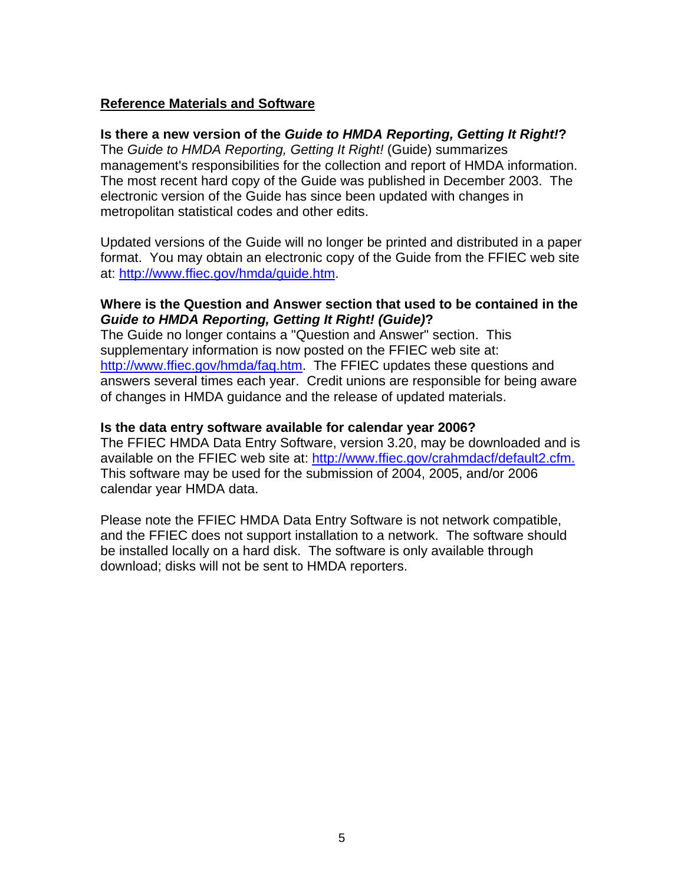## Reference Materials and Software

**Is there a new version of the *Guide to HMDA Reporting, Getting It Right!*?**

The *Guide to HMDA Reporting, Getting It Right!* (Guide) summarizes management's responsibilities for the collection and report of HMDA information. The most recent hard copy of the Guide was published in December 2003. The electronic version of the Guide has since been updated with changes in metropolitan statistical codes and other edits.

Updated versions of the Guide will no longer be printed and distributed in a paper format. You may obtain an electronic copy of the Guide from the FFIEC web site at: http://www.ffiec.gov/hmda/guide.htm.

**Where is the Question and Answer section that used to be contained in the *Guide to HMDA Reporting, Getting It Right! (Guide)*?**

The Guide no longer contains a "Question and Answer" section. This supplementary information is now posted on the FFIEC web site at: http://www.ffiec.gov/hmda/faq.htm. The FFIEC updates these questions and answers several times each year. Credit unions are responsible for being aware of changes in HMDA guidance and the release of updated materials.

**Is the data entry software available for calendar year 2006?**

The FFIEC HMDA Data Entry Software, version 3.20, may be downloaded and is available on the FFIEC web site at: http://www.ffiec.gov/crahmdacf/default2.cfm. This software may be used for the submission of 2004, 2005, and/or 2006 calendar year HMDA data.

Please note the FFIEC HMDA Data Entry Software is not network compatible, and the FFIEC does not support installation to a network. The software should be installed locally on a hard disk. The software is only available through download; disks will not be sent to HMDA reporters.